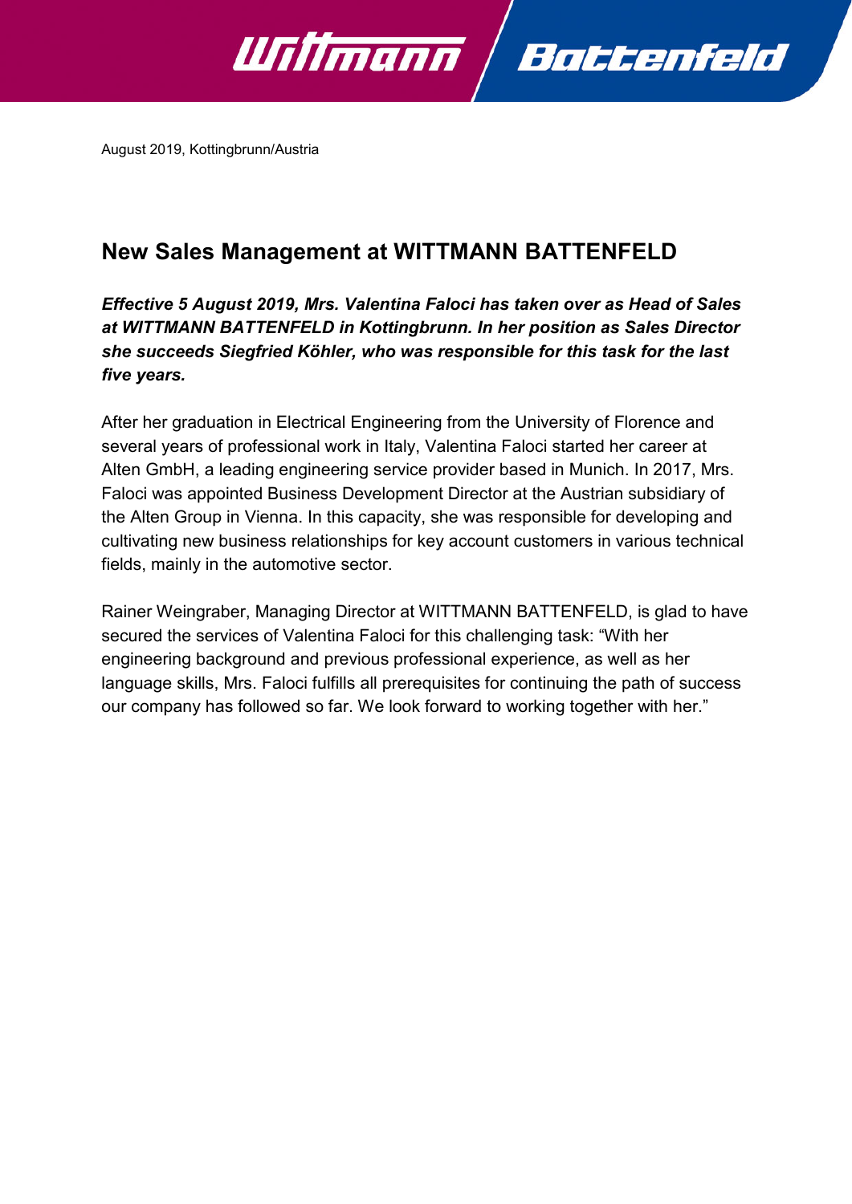August 2019, Kottingbrunn/Austria

# New Sales Management at WITTMANN BATTENFELD

***Effective 5 August 2019, Mrs. Valentina Faloci has taken over as Head of Sales at WITTMANN BATTENFELD in Kottingbrunn. In her position as Sales Director she succeeds Siegfried Köhler, who was responsible for this task for the last five years.***

After her graduation in Electrical Engineering from the University of Florence and several years of professional work in Italy, Valentina Faloci started her career at Alten GmbH, a leading engineering service provider based in Munich. In 2017, Mrs. Faloci was appointed Business Development Director at the Austrian subsidiary of the Alten Group in Vienna. In this capacity, she was responsible for developing and cultivating new business relationships for key account customers in various technical fields, mainly in the automotive sector.

Rainer Weingraber, Managing Director at WITTMANN BATTENFELD, is glad to have secured the services of Valentina Faloci for this challenging task: "With her engineering background and previous professional experience, as well as her language skills, Mrs. Faloci fulfills all prerequisites for continuing the path of success our company has followed so far. We look forward to working together with her."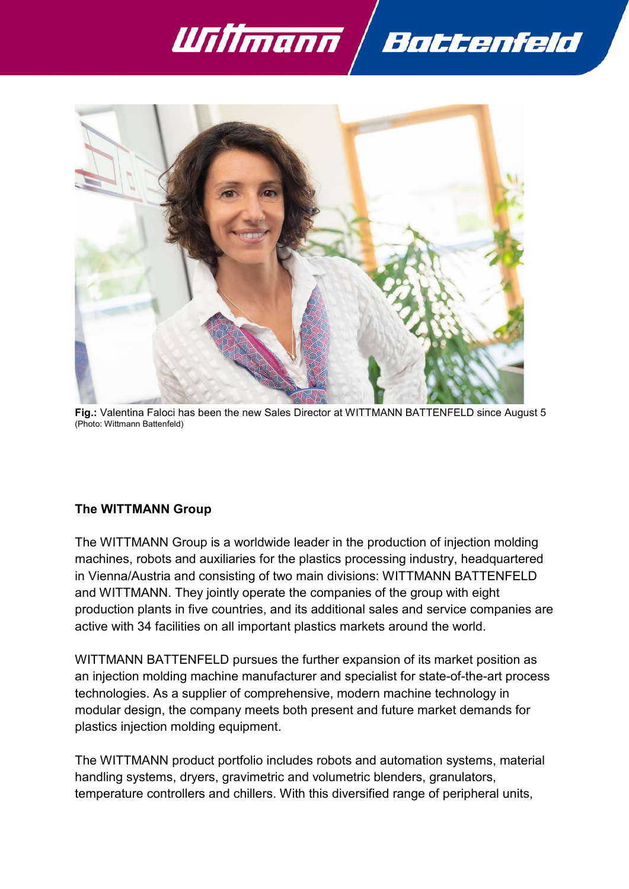**Fig.:** Valentina Faloci has been the new Sales Director at WITTMANN BATTENFELD since August 5
(Photo: Wittmann Battenfeld)

**The WITTMANN Group**

The WITTMANN Group is a worldwide leader in the production of injection molding machines, robots and auxiliaries for the plastics processing industry, headquartered in Vienna/Austria and consisting of two main divisions: WITTMANN BATTENFELD and WITTMANN. They jointly operate the companies of the group with eight production plants in five countries, and its additional sales and service companies are active with 34 facilities on all important plastics markets around the world.

WITTMANN BATTENFELD pursues the further expansion of its market position as an injection molding machine manufacturer and specialist for state-of-the-art process technologies. As a supplier of comprehensive, modern machine technology in modular design, the company meets both present and future market demands for plastics injection molding equipment.

The WITTMANN product portfolio includes robots and automation systems, material handling systems, dryers, gravimetric and volumetric blenders, granulators, temperature controllers and chillers. With this diversified range of peripheral units,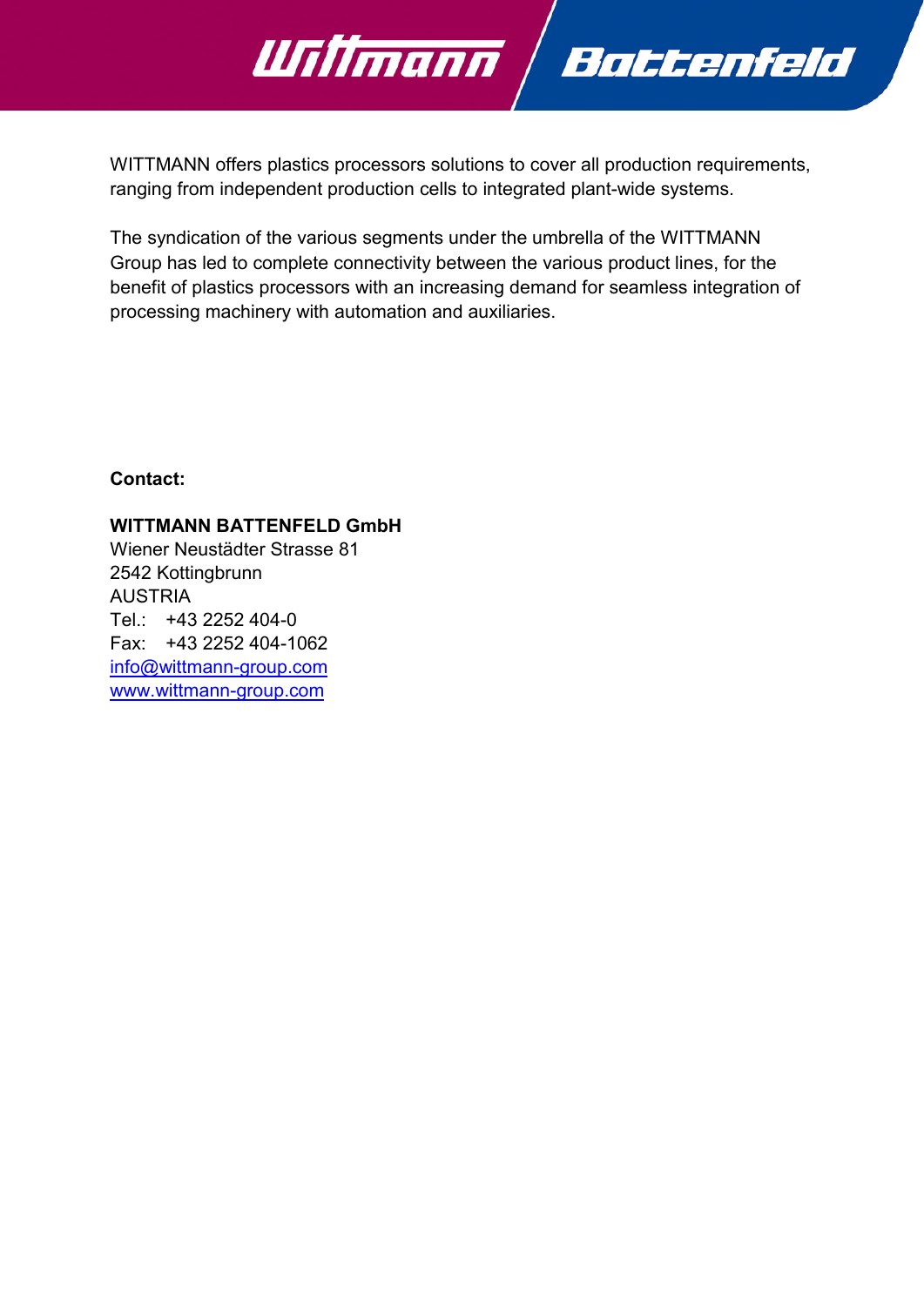WITTMANN offers plastics processors solutions to cover all production requirements, ranging from independent production cells to integrated plant-wide systems.

The syndication of the various segments under the umbrella of the WITTMANN Group has led to complete connectivity between the various product lines, for the benefit of plastics processors with an increasing demand for seamless integration of processing machinery with automation and auxiliaries.

**Contact:**

**WITTMANN BATTENFELD GmbH**
Wiener Neustädter Strasse 81
2542 Kottingbrunn
AUSTRIA
Tel.: +43 2252 404-0
Fax: +43 2252 404-1062
info@wittmann-group.com
www.wittmann-group.com